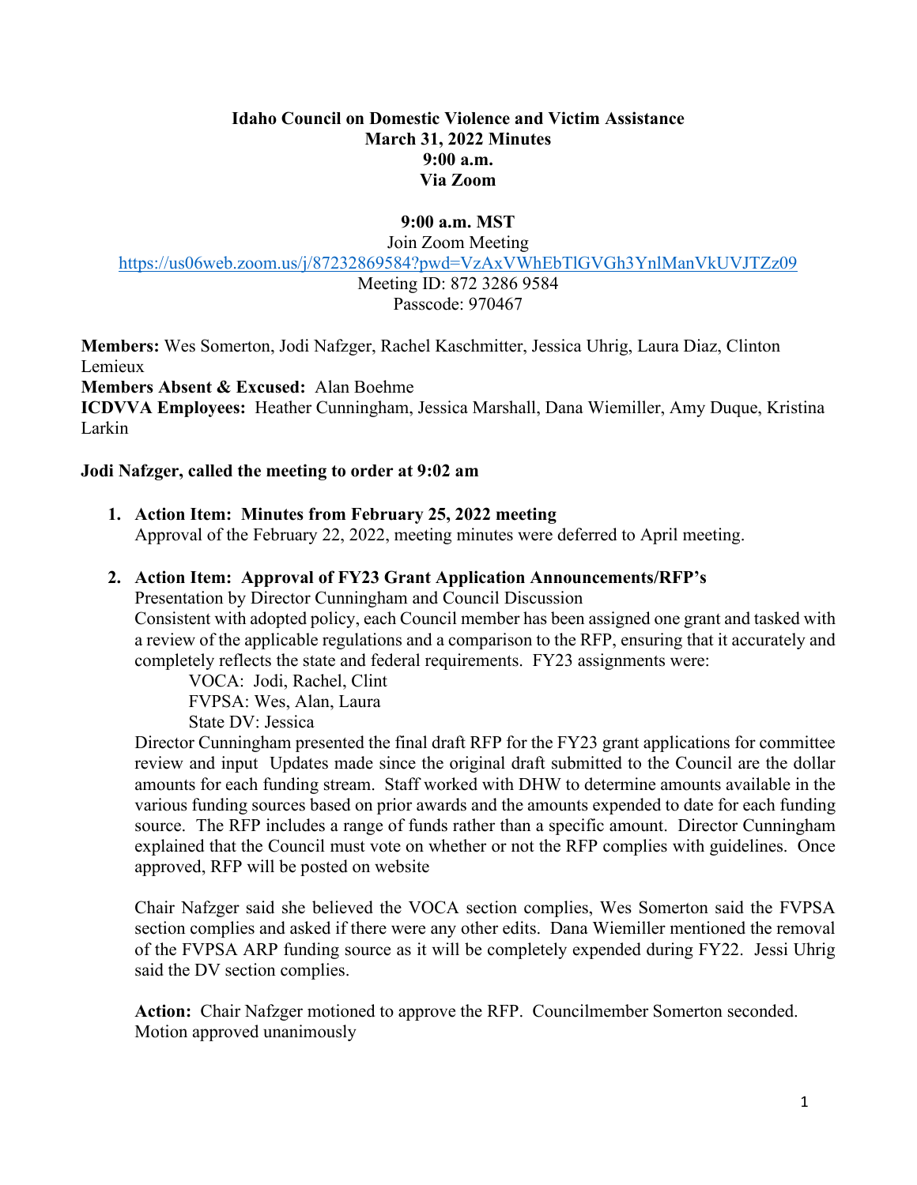**Idaho Council on Domestic Violence and Victim Assistance**
**March 31, 2022 Minutes**
**9:00 a.m.**
**Via Zoom**

**9:00 a.m. MST**
Join Zoom Meeting
https://us06web.zoom.us/j/87232869584?pwd=VzAxVWhEbTlGVGh3YnlManVkUVJTZz09
Meeting ID: 872 3286 9584
Passcode: 970467

**Members:** Wes Somerton, Jodi Nafzger, Rachel Kaschmitter, Jessica Uhrig, Laura Diaz, Clinton Lemieux
**Members Absent & Excused:** Alan Boehme
**ICDVVA Employees:** Heather Cunningham, Jessica Marshall, Dana Wiemiller, Amy Duque, Kristina Larkin

**Jodi Nafzger, called the meeting to order at 9:02 am**

1. **Action Item: Minutes from February 25, 2022 meeting**
   Approval of the February 22, 2022, meeting minutes were deferred to April meeting.

2. **Action Item: Approval of FY23 Grant Application Announcements/RFP's**
   Presentation by Director Cunningham and Council Discussion
   Consistent with adopted policy, each Council member has been assigned one grant and tasked with a review of the applicable regulations and a comparison to the RFP, ensuring that it accurately and completely reflects the state and federal requirements. FY23 assignments were:
   
   VOCA: Jodi, Rachel, Clint
   FVPSA: Wes, Alan, Laura
   State DV: Jessica
   
   Director Cunningham presented the final draft RFP for the FY23 grant applications for committee review and input Updates made since the original draft submitted to the Council are the dollar amounts for each funding stream. Staff worked with DHW to determine amounts available in the various funding sources based on prior awards and the amounts expended to date for each funding source. The RFP includes a range of funds rather than a specific amount. Director Cunningham explained that the Council must vote on whether or not the RFP complies with guidelines. Once approved, RFP will be posted on website

   Chair Nafzger said she believed the VOCA section complies, Wes Somerton said the FVPSA section complies and asked if there were any other edits. Dana Wiemiller mentioned the removal of the FVPSA ARP funding source as it will be completely expended during FY22. Jessi Uhrig said the DV section complies.

   **Action:** Chair Nafzger motioned to approve the RFP. Councilmember Somerton seconded. Motion approved unanimously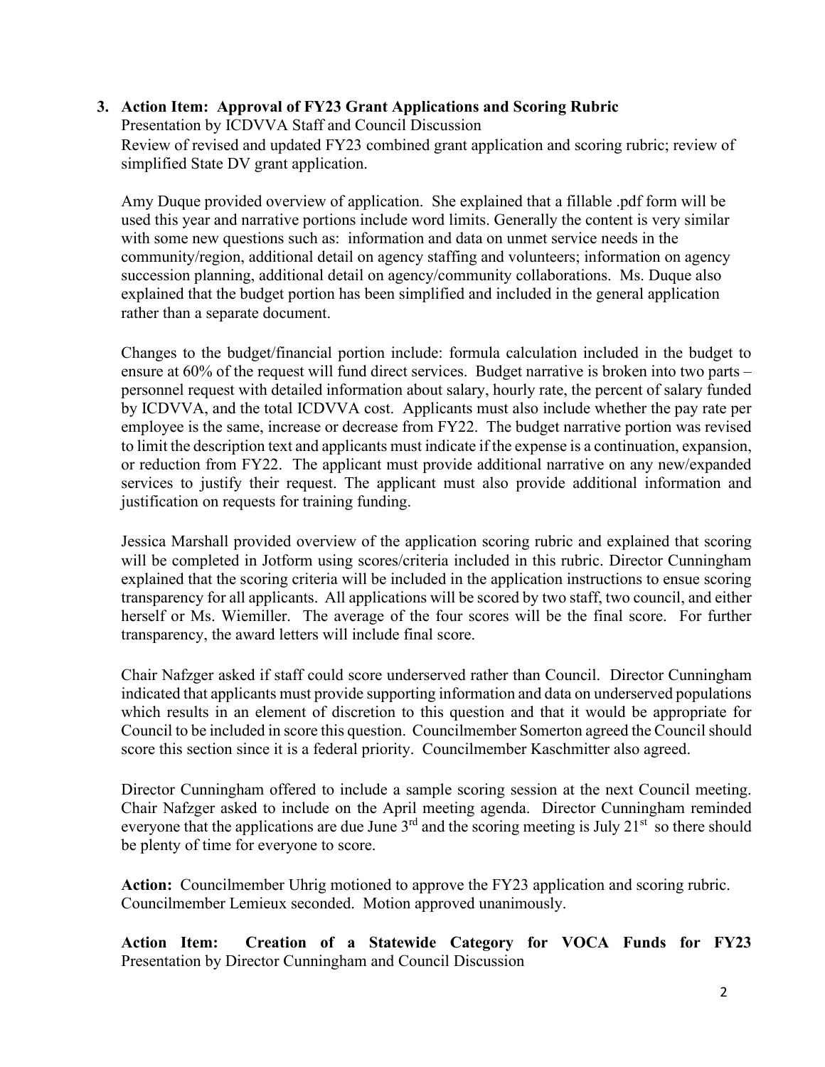**3. Action Item: Approval of FY23 Grant Applications and Scoring Rubric**
Presentation by ICDVVA Staff and Council Discussion
Review of revised and updated FY23 combined grant application and scoring rubric; review of simplified State DV grant application.

Amy Duque provided overview of application. She explained that a fillable .pdf form will be used this year and narrative portions include word limits. Generally the content is very similar with some new questions such as: information and data on unmet service needs in the community/region, additional detail on agency staffing and volunteers; information on agency succession planning, additional detail on agency/community collaborations. Ms. Duque also explained that the budget portion has been simplified and included in the general application rather than a separate document.

Changes to the budget/financial portion include: formula calculation included in the budget to ensure at 60% of the request will fund direct services. Budget narrative is broken into two parts – personnel request with detailed information about salary, hourly rate, the percent of salary funded by ICDVVA, and the total ICDVVA cost. Applicants must also include whether the pay rate per employee is the same, increase or decrease from FY22. The budget narrative portion was revised to limit the description text and applicants must indicate if the expense is a continuation, expansion, or reduction from FY22. The applicant must provide additional narrative on any new/expanded services to justify their request. The applicant must also provide additional information and justification on requests for training funding.

Jessica Marshall provided overview of the application scoring rubric and explained that scoring will be completed in Jotform using scores/criteria included in this rubric. Director Cunningham explained that the scoring criteria will be included in the application instructions to ensue scoring transparency for all applicants. All applications will be scored by two staff, two council, and either herself or Ms. Wiemiller. The average of the four scores will be the final score. For further transparency, the award letters will include final score.

Chair Nafzger asked if staff could score underserved rather than Council. Director Cunningham indicated that applicants must provide supporting information and data on underserved populations which results in an element of discretion to this question and that it would be appropriate for Council to be included in score this question. Councilmember Somerton agreed the Council should score this section since it is a federal priority. Councilmember Kaschmitter also agreed.

Director Cunningham offered to include a sample scoring session at the next Council meeting. Chair Nafzger asked to include on the April meeting agenda. Director Cunningham reminded everyone that the applications are due June 3rd and the scoring meeting is July 21st so there should be plenty of time for everyone to score.

**Action:** Councilmember Uhrig motioned to approve the FY23 application and scoring rubric. Councilmember Lemieux seconded. Motion approved unanimously.

**Action Item: Creation of a Statewide Category for VOCA Funds for FY23**
Presentation by Director Cunningham and Council Discussion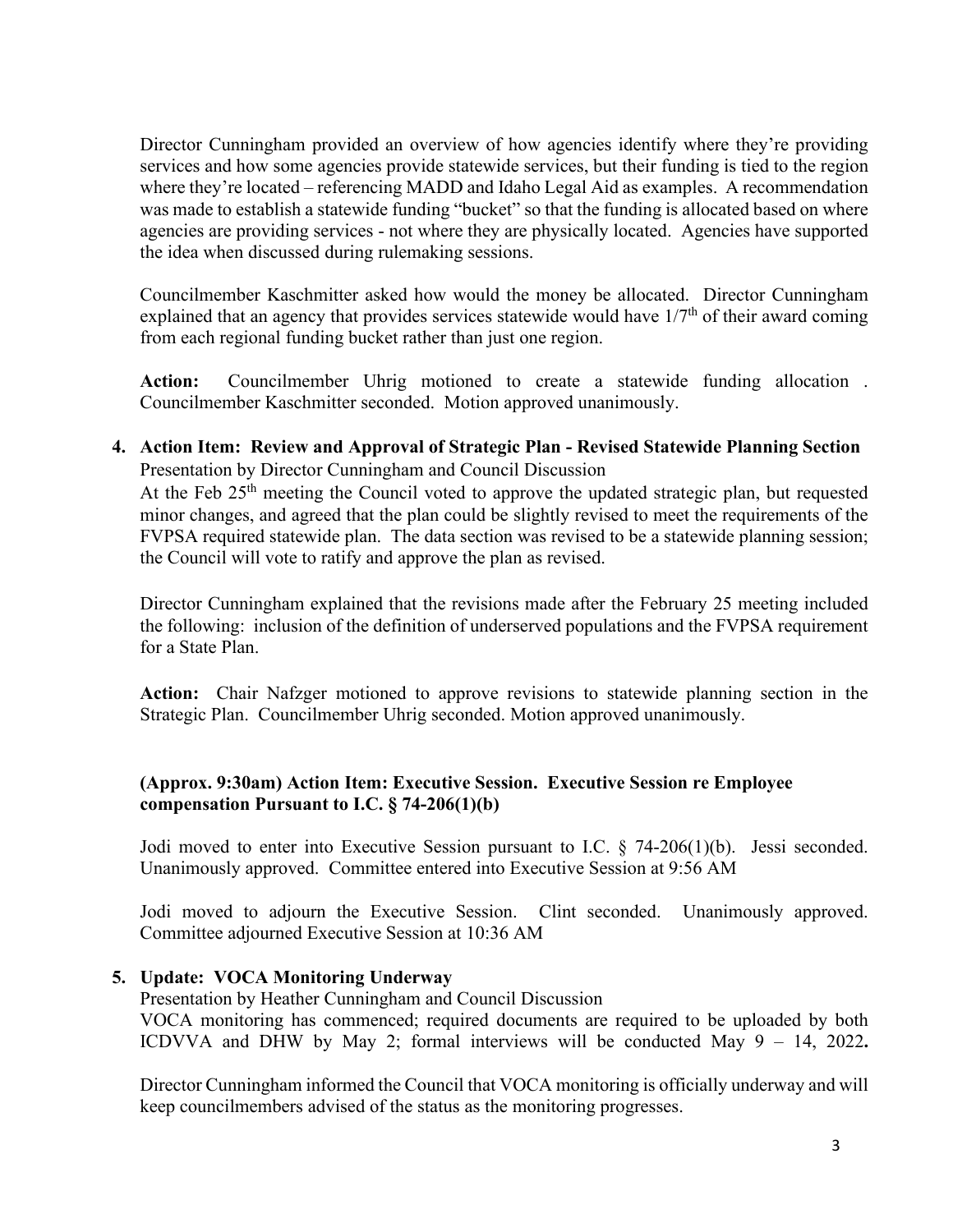Director Cunningham provided an overview of how agencies identify where they're providing services and how some agencies provide statewide services, but their funding is tied to the region where they're located – referencing MADD and Idaho Legal Aid as examples. A recommendation was made to establish a statewide funding "bucket" so that the funding is allocated based on where agencies are providing services - not where they are physically located. Agencies have supported the idea when discussed during rulemaking sessions.

Councilmember Kaschmitter asked how would the money be allocated. Director Cunningham explained that an agency that provides services statewide would have 1/7th of their award coming from each regional funding bucket rather than just one region.

**Action:** Councilmember Uhrig motioned to create a statewide funding allocation . Councilmember Kaschmitter seconded. Motion approved unanimously.

**4. Action Item: Review and Approval of Strategic Plan - Revised Statewide Planning Section**

Presentation by Director Cunningham and Council Discussion

At the Feb 25th meeting the Council voted to approve the updated strategic plan, but requested minor changes, and agreed that the plan could be slightly revised to meet the requirements of the FVPSA required statewide plan. The data section was revised to be a statewide planning session; the Council will vote to ratify and approve the plan as revised.

Director Cunningham explained that the revisions made after the February 25 meeting included the following: inclusion of the definition of underserved populations and the FVPSA requirement for a State Plan.

**Action:** Chair Nafzger motioned to approve revisions to statewide planning section in the Strategic Plan. Councilmember Uhrig seconded. Motion approved unanimously.

**(Approx. 9:30am) Action Item: Executive Session. Executive Session re Employee compensation Pursuant to I.C. § 74-206(1)(b)**

Jodi moved to enter into Executive Session pursuant to I.C. § 74-206(1)(b). Jessi seconded. Unanimously approved. Committee entered into Executive Session at 9:56 AM

Jodi moved to adjourn the Executive Session. Clint seconded. Unanimously approved. Committee adjourned Executive Session at 10:36 AM

**5. Update: VOCA Monitoring Underway**

Presentation by Heather Cunningham and Council Discussion

VOCA monitoring has commenced; required documents are required to be uploaded by both ICDVVA and DHW by May 2; formal interviews will be conducted May 9 – 14, 2022**.**

Director Cunningham informed the Council that VOCA monitoring is officially underway and will keep councilmembers advised of the status as the monitoring progresses.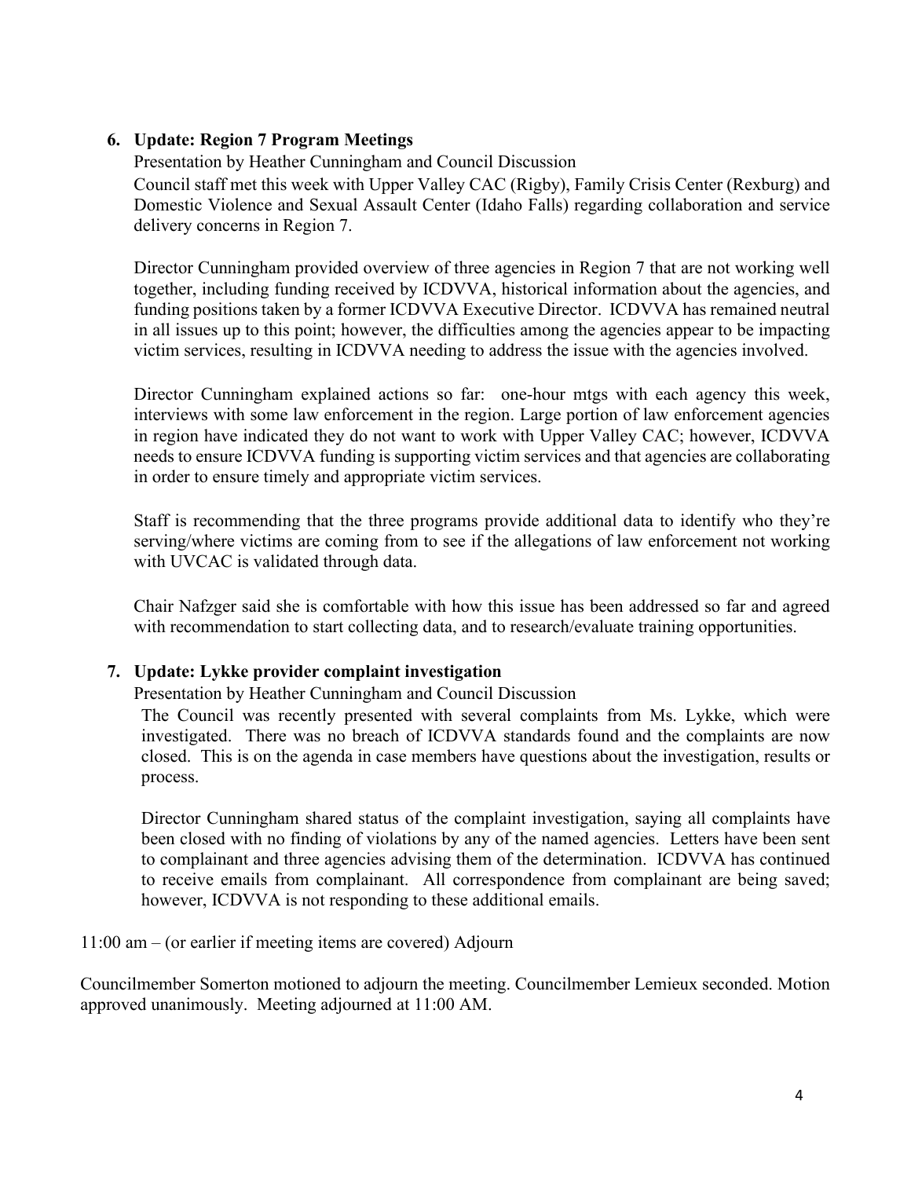6. **Update: Region 7 Program Meetings**

Presentation by Heather Cunningham and Council Discussion

Council staff met this week with Upper Valley CAC (Rigby), Family Crisis Center (Rexburg) and Domestic Violence and Sexual Assault Center (Idaho Falls) regarding collaboration and service delivery concerns in Region 7.

Director Cunningham provided overview of three agencies in Region 7 that are not working well together, including funding received by ICDVVA, historical information about the agencies, and funding positions taken by a former ICDVVA Executive Director. ICDVVA has remained neutral in all issues up to this point; however, the difficulties among the agencies appear to be impacting victim services, resulting in ICDVVA needing to address the issue with the agencies involved.

Director Cunningham explained actions so far: one-hour mtgs with each agency this week, interviews with some law enforcement in the region. Large portion of law enforcement agencies in region have indicated they do not want to work with Upper Valley CAC; however, ICDVVA needs to ensure ICDVVA funding is supporting victim services and that agencies are collaborating in order to ensure timely and appropriate victim services.

Staff is recommending that the three programs provide additional data to identify who they're serving/where victims are coming from to see if the allegations of law enforcement not working with UVCAC is validated through data.

Chair Nafzger said she is comfortable with how this issue has been addressed so far and agreed with recommendation to start collecting data, and to research/evaluate training opportunities.

7. **Update: Lykke provider complaint investigation**

Presentation by Heather Cunningham and Council Discussion

The Council was recently presented with several complaints from Ms. Lykke, which were investigated. There was no breach of ICDVVA standards found and the complaints are now closed. This is on the agenda in case members have questions about the investigation, results or process.

Director Cunningham shared status of the complaint investigation, saying all complaints have been closed with no finding of violations by any of the named agencies. Letters have been sent to complainant and three agencies advising them of the determination. ICDVVA has continued to receive emails from complainant. All correspondence from complainant are being saved; however, ICDVVA is not responding to these additional emails.

11:00 am – (or earlier if meeting items are covered) Adjourn

Councilmember Somerton motioned to adjourn the meeting. Councilmember Lemieux seconded. Motion approved unanimously. Meeting adjourned at 11:00 AM.